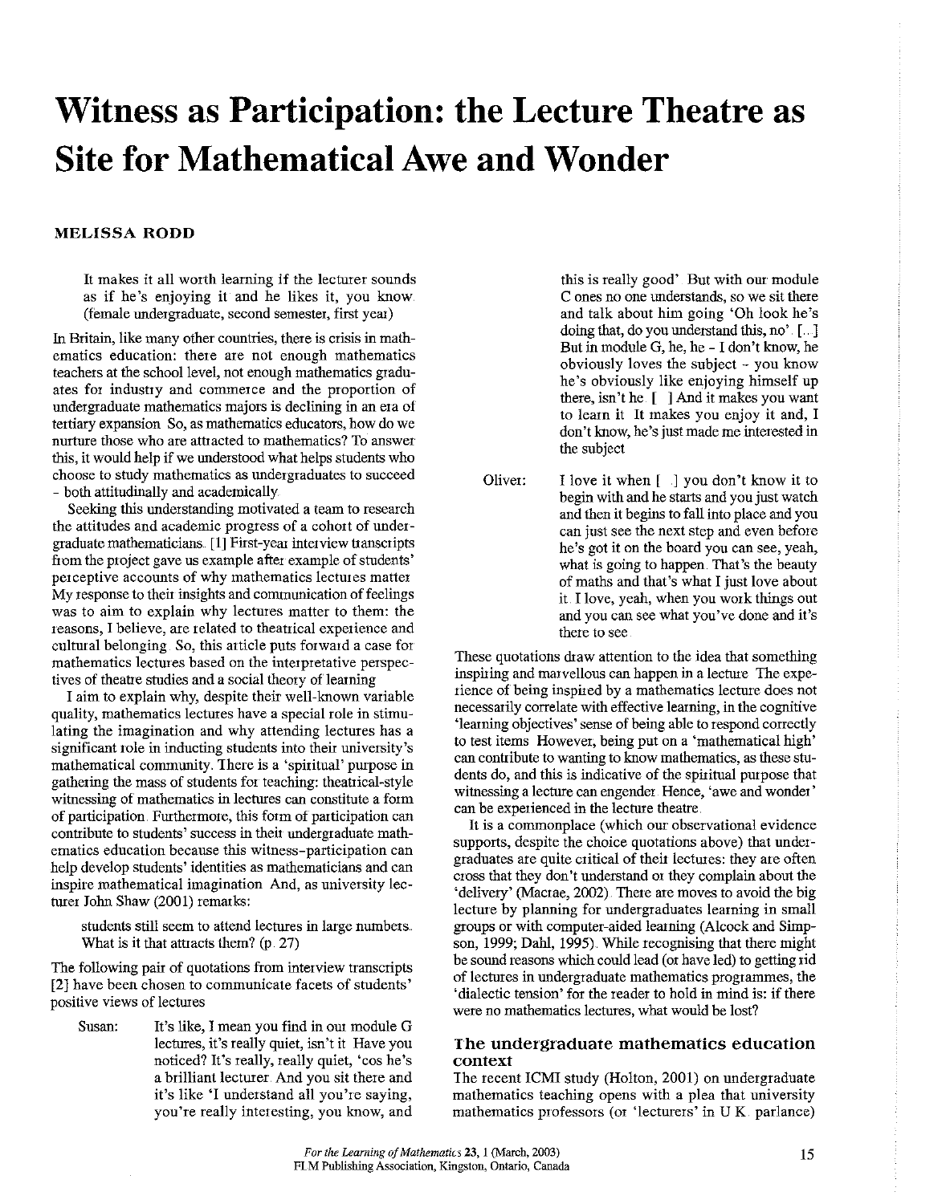# Witness as Participation: the Lecture Theatre as Site for Mathematical Awe and Wonder

**MELISSA RODD**

> It makes it all worth learning if the lecturer sounds as if he's enjoying it and he likes it, you know (female undergraduate, second semester, first year)

In Britain, like many other countries, there is crisis in mathematics education: there are not enough mathematics teachers at the school level, not enough mathematics graduates for industry and commerce and the proportion of undergraduate mathematics majors is declining in an era of tertiary expansion So, as mathematics educators, how do we nurture those who are attracted to mathematics? To answer this, it would help if we understood what helps students who choose to study mathematics as undergraduates to succeed – both attitudinally and academically

Seeking this understanding motivated a team to research the attitudes and academic progress of a cohort of undergraduate mathematicians. [1] First-year interview transcripts from the project gave us example after example of students' perceptive accounts of why mathematics lectures matter My response to their insights and communication of feelings was to aim to explain why lectures matter to them: the reasons, I believe, are related to theatrical experience and cultural belonging So, this article puts forward a case for mathematics lectures based on the interpretative perspectives of theatre studies and a social theory of learning

I aim to explain why, despite their well-known variable quality, mathematics lectures have a special role in stimulating the imagination and why attending lectures has a significant role in inducting students into their university's mathematical community. There is a 'spiritual' purpose in gathering the mass of students for teaching: theatrical-style witnessing of mathematics in lectures can constitute a form of participation. Furthermore, this form of participation can contribute to students' success in their undergraduate mathematics education because this witness-participation can help develop students' identities as mathematicians and can inspire mathematical imagination And, as university lecturer John Shaw (2001) remarks:

> students still seem to attend lectures in large numbers.. What is it that attracts them? (p. 27)

The following pair of quotations from interview transcripts [2] have been chosen to communicate facets of students' positive views of lectures

Susan: It's like, I mean you find in our module G lectures, it's really quiet, isn't it Have you noticed? It's really, really quiet, 'cos he's a brilliant lecturer And you sit there and it's like 'I understand all you're saying, you're really interesting, you know, and this is really good' But with our module C ones no one understands, so we sit there and talk about him going 'Oh look he's doing that, do you understand this, no'. [...] But in module G, he, he – I don't know, he obviously loves the subject – you know he's obviously like enjoying himself up there, isn't he [ ] And it makes you want to learn it It makes you enjoy it and, I don't know, he's just made me interested in the subject

Oliver: I love it when [ ] you don't know it to begin with and he starts and you just watch and then it begins to fall into place and you can just see the next step and even before he's got it on the board you can see, yeah, what is going to happen. That's the beauty of maths and that's what I just love about it I love, yeah, when you work things out and you can see what you've done and it's there to see

These quotations draw attention to the idea that something inspiring and marvellous can happen in a lecture The experience of being inspired by a mathematics lecture does not necessarily correlate with effective learning, in the cognitive 'learning objectives' sense of being able to respond correctly to test items However, being put on a 'mathematical high' can contribute to wanting to know mathematics, as these students do, and this is indicative of the spiritual purpose that witnessing a lecture can engender Hence, 'awe and wonder' can be experienced in the lecture theatre

It is a commonplace (which our observational evidence supports, despite the choice quotations above) that undergraduates are quite critical of their lectures: they are often cross that they don't understand or they complain about the 'delivery' (Macrae, 2002) There are moves to avoid the big lecture by planning for undergraduates learning in small groups or with computer-aided learning (Alcock and Simpson, 1999; Dahl, 1995). While recognising that there might be sound reasons which could lead (or have led) to getting rid of lectures in undergraduate mathematics programmes, the 'dialectic tension' for the reader to hold in mind is: if there were no mathematics lectures, what would be lost?

## The undergraduate mathematics education context

The recent ICMI study (Holton, 2001) on undergraduate mathematics teaching opens with a plea that university mathematics professors (or 'lecturers' in U K parlance)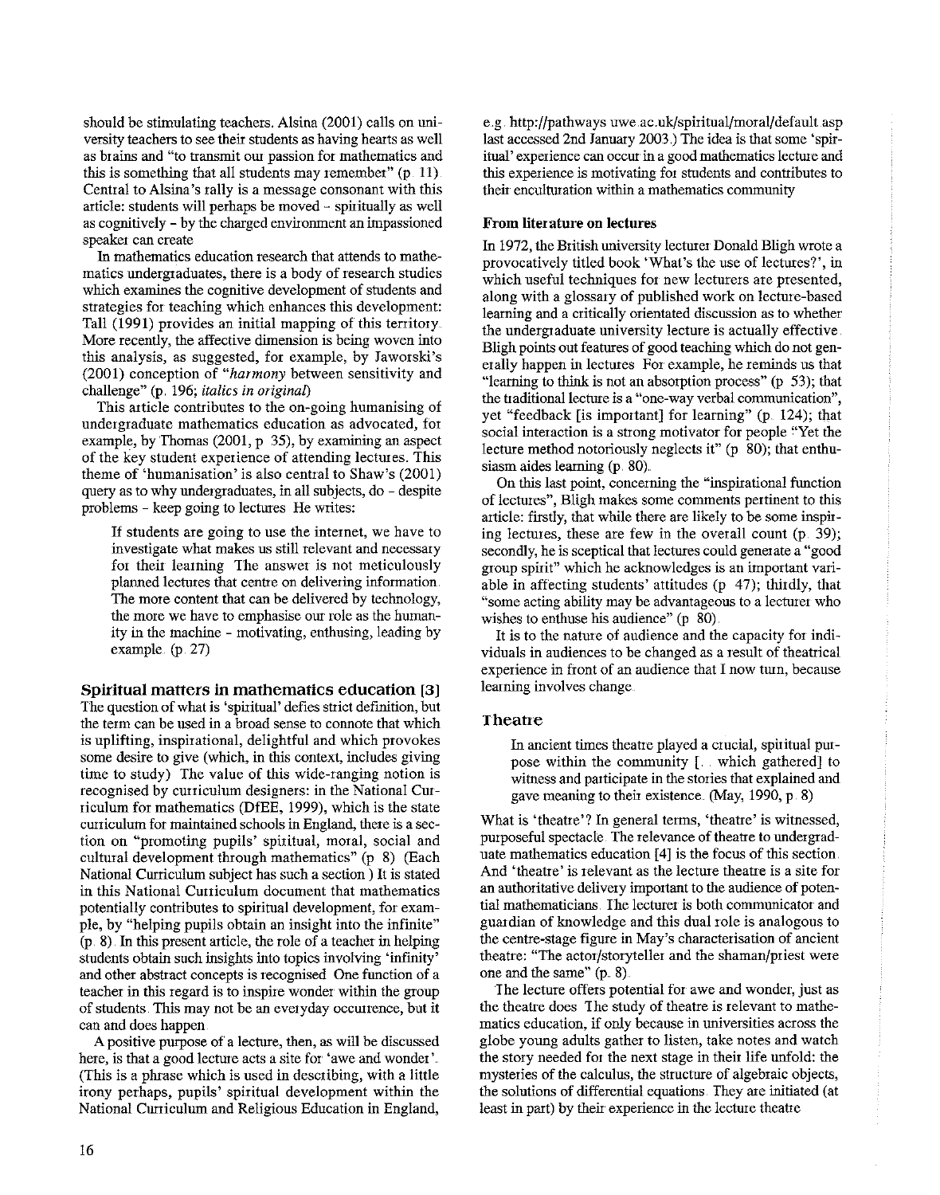should be stimulating teachers. Alsina (2001) calls on university teachers to see their students as having hearts as well as brains and "to transmit our passion for mathematics and this is something that all students may remember" (p. 11). Central to Alsina's rally is a message consonant with this article: students will perhaps be moved – spiritually as well as cognitively – by the charged environment an impassioned speaker can create.

In mathematics education research that attends to mathematics undergraduates, there is a body of research studies which examines the cognitive development of students and strategies for teaching which enhances this development: Tall (1991) provides an initial mapping of this territory. More recently, the affective dimension is being woven into this analysis, as suggested, for example, by Jaworski's (2001) conception of "*harmony* between sensitivity and challenge" (p. 196; *italics in original*).

This article contributes to the on-going humanising of undergraduate mathematics education as advocated, for example, by Thomas (2001, p. 35), by examining an aspect of the key student experience of attending lectures. This theme of 'humanisation' is also central to Shaw's (2001) query as to why undergraduates, in all subjects, do – despite problems – keep going to lectures. He writes:

> If students are going to use the internet, we have to investigate what makes us still relevant and necessary for their learning. The answer is not meticulously planned lectures that centre on delivering information. The more content that can be delivered by technology, the more we have to emphasise our role as the humanity in the machine – motivating, enthusing, leading by example. (p. 27)

## Spiritual matters in mathematics education [3]

The question of what is 'spiritual' defies strict definition, but the term can be used in a broad sense to connote that which is uplifting, inspirational, delightful and which provokes some desire to give (which, in this context, includes giving time to study). The value of this wide-ranging notion is recognised by curriculum designers: in the National Curriculum for mathematics (DfEE, 1999), which is the state curriculum for maintained schools in England, there is a section on "promoting pupils' spiritual, moral, social and cultural development through mathematics" (p. 8). (Each National Curriculum subject has such a section.) It is stated in this National Curriculum document that mathematics potentially contributes to spiritual development, for example, by "helping pupils obtain an insight into the infinite" (p. 8). In this present article, the role of a teacher in helping students obtain such insights into topics involving 'infinity' and other abstract concepts is recognised. One function of a teacher in this regard is to inspire wonder within the group of students. This may not be an everyday occurrence, but it can and does happen.

A positive purpose of a lecture, then, as will be discussed here, is that a good lecture acts a site for 'awe and wonder'. (This is a phrase which is used in describing, with a little irony perhaps, pupils' spiritual development within the National Curriculum and Religious Education in England, e.g. http://pathways.uwe.ac.uk/spiritual/moral/default.asp last accessed 2nd January 2003.) The idea is that some 'spiritual' experience can occur in a good mathematics lecture and this experience is motivating for students and contributes to their enculturation within a mathematics community.

### From literature on lectures

In 1972, the British university lecturer Donald Bligh wrote a provocatively titled book 'What's the use of lectures?', in which useful techniques for new lecturers are presented, along with a glossary of published work on lecture-based learning and a critically orientated discussion as to whether the undergraduate university lecture is actually effective. Bligh points out features of good teaching which do not generally happen in lectures. For example, he reminds us that "learning to think is not an absorption process" (p. 53); that the traditional lecture is a "one-way verbal communication", yet "feedback [is important] for learning" (p. 124); that social interaction is a strong motivator for people "Yet the lecture method notoriously neglects it" (p. 80); that enthusiasm aides learning (p. 80).

On this last point, concerning the "inspirational function of lectures", Bligh makes some comments pertinent to this article: firstly, that while there are likely to be some inspiring lectures, these are few in the overall count (p. 39); secondly, he is sceptical that lectures could generate a "good group spirit" which he acknowledges is an important variable in affecting students' attitudes (p. 47); thirdly, that "some acting ability may be advantageous to a lecturer who wishes to enthuse his audience" (p. 80).

It is to the nature of audience and the capacity for individuals in audiences to be changed as a result of theatrical experience in front of an audience that I now turn, because learning involves change.

## Theatre

> In ancient times theatre played a crucial, spiritual purpose within the community [... which gathered] to witness and participate in the stories that explained and gave meaning to their existence. (May, 1990, p. 8)

What is 'theatre'? In general terms, 'theatre' is witnessed, purposeful spectacle. The relevance of theatre to undergraduate mathematics education [4] is the focus of this section. And 'theatre' is relevant as the lecture theatre is a site for an authoritative delivery important to the audience of potential mathematicians. The lecturer is both communicator and guardian of knowledge and this dual role is analogous to the centre-stage figure in May's characterisation of ancient theatre: "The actor/storyteller and the shaman/priest were one and the same" (p. 8).

The lecture offers potential for awe and wonder, just as the theatre does. The study of theatre is relevant to mathematics education, if only because in universities across the globe young adults gather to listen, take notes and watch the story needed for the next stage in their life unfold: the mysteries of the calculus, the structure of algebraic objects, the solutions of differential equations. They are initiated (at least in part) by their experience in the lecture theatre.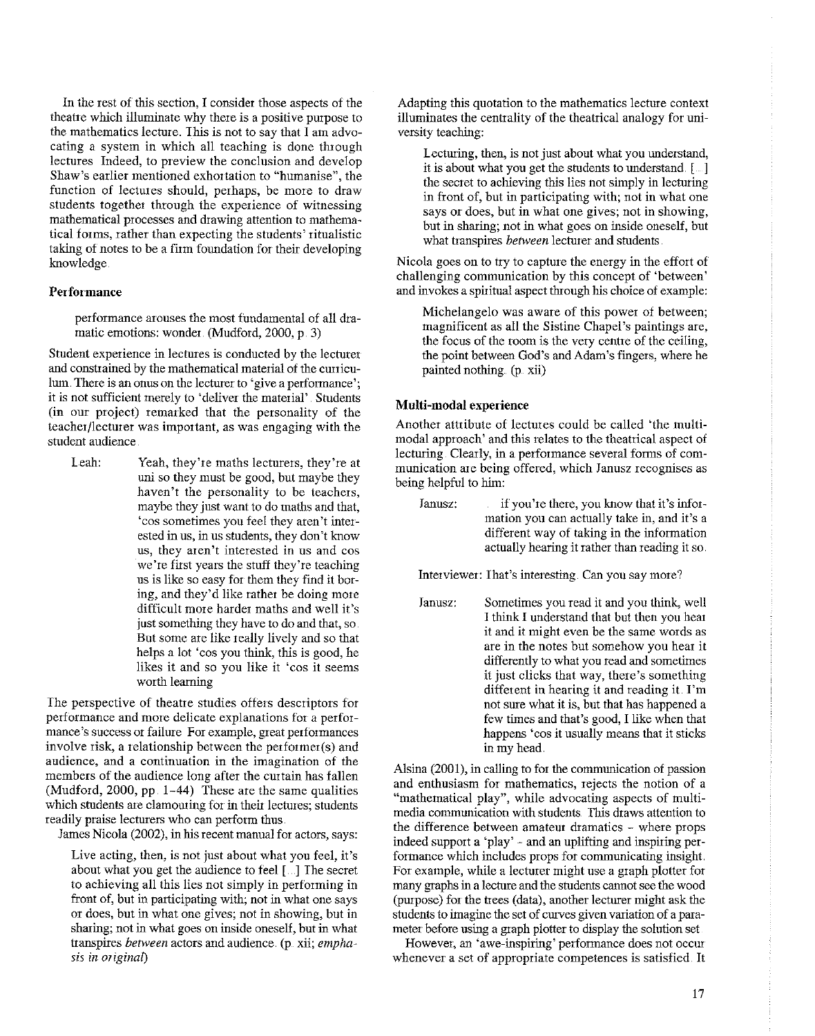In the rest of this section, I consider those aspects of the theatre which illuminate why there is a positive purpose to the mathematics lecture. This is not to say that I am advocating a system in which all teaching is done through lectures. Indeed, to preview the conclusion and develop Shaw's earlier mentioned exhortation to "humanise", the function of lectures should, perhaps, be more to draw students together through the experience of witnessing mathematical processes and drawing attention to mathematical forms, rather than expecting the students' ritualistic taking of notes to be a firm foundation for their developing knowledge.

### Performance

> performance arouses the most fundamental of all dramatic emotions: wonder. (Mudford, 2000, p. 3)

Student experience in lectures is conducted by the lecturer and constrained by the mathematical material of the curriculum. There is an onus on the lecturer to 'give a performance'; it is not sufficient merely to 'deliver the material'. Students (in our project) remarked that the personality of the teacher/lecturer was important, as was engaging with the student audience.

> Leah: Yeah, they're maths lecturers, they're at uni so they must be good, but maybe they haven't the personality to be teachers, maybe they just want to do maths and that, 'cos sometimes you feel they aren't interested in us, in us students, they don't know us, they aren't interested in us and cos we're first years the stuff they're teaching us is like so easy for them they find it boring, and they'd like rather be doing more difficult more harder maths and well it's just something they have to do and that, so. But some are like really lively and so that helps a lot 'cos you think, this is good, he likes it and so you like it 'cos it seems worth learning

The perspective of theatre studies offers descriptors for performance and more delicate explanations for a performance's success or failure. For example, great performances involve risk, a relationship between the performer(s) and audience, and a continuation in the imagination of the members of the audience long after the curtain has fallen (Mudford, 2000, pp. 1–44). These are the same qualities which students are clamouring for in their lectures; students readily praise lecturers who can perform thus.

James Nicola (2002), in his recent manual for actors, says:

> Live acting, then, is not just about what you feel, it's about what you get the audience to feel [...] The secret to achieving all this lies not simply in performing in front of, but in participating with; not in what one says or does, but in what one gives; not in showing, but in sharing; not in what goes on inside oneself, but in what transpires *between* actors and audience. (p. xii; *emphasis in original*)

Adapting this quotation to the mathematics lecture context illuminates the centrality of the theatrical analogy for university teaching:

> Lecturing, then, is not just about what you understand, it is about what you get the students to understand. [...] the secret to achieving this lies not simply in lecturing in front of, but in participating with; not in what one says or does, but in what one gives; not in showing, but in sharing; not in what goes on inside oneself, but what transpires *between* lecturer and students.

Nicola goes on to try to capture the energy in the effort of challenging communication by this concept of 'between' and invokes a spiritual aspect through his choice of example:

> Michelangelo was aware of this power of between; magnificent as all the Sistine Chapel's paintings are, the focus of the room is the very centre of the ceiling, the point between God's and Adam's fingers, where he painted nothing. (p. xii)

### Multi-modal experience

Another attribute of lectures could be called 'the multi-modal approach' and this relates to the theatrical aspect of lecturing. Clearly, in a performance several forms of communication are being offered, which Janusz recognises as being helpful to him:

> Janusz: ... if you're there, you know that it's information you can actually take in, and it's a different way of taking in the information actually hearing it rather than reading it so.
>
> Interviewer: That's interesting. Can you say more?
>
> Janusz: Sometimes you read it and you think, well I think I understand that but then you hear it and it might even be the same words as are in the notes but somehow you hear it differently to what you read and sometimes it just clicks that way, there's something different in hearing it and reading it. I'm not sure what it is, but that has happened a few times and that's good, I like when that happens 'cos it usually means that it sticks in my head.

Alsina (2001), in calling to for the communication of passion and enthusiasm for mathematics, rejects the notion of a "mathematical play", while advocating aspects of multi-media communication with students. This draws attention to the difference between amateur dramatics – where props indeed support a 'play' – and an uplifting and inspiring performance which includes props for communicating insight. For example, while a lecturer might use a graph plotter for many graphs in a lecture and the students cannot see the wood (purpose) for the trees (data), another lecturer might ask the students to imagine the set of curves given variation of a parameter before using a graph plotter to display the solution set.

However, an 'awe-inspiring' performance does not occur whenever a set of appropriate competences is satisfied. It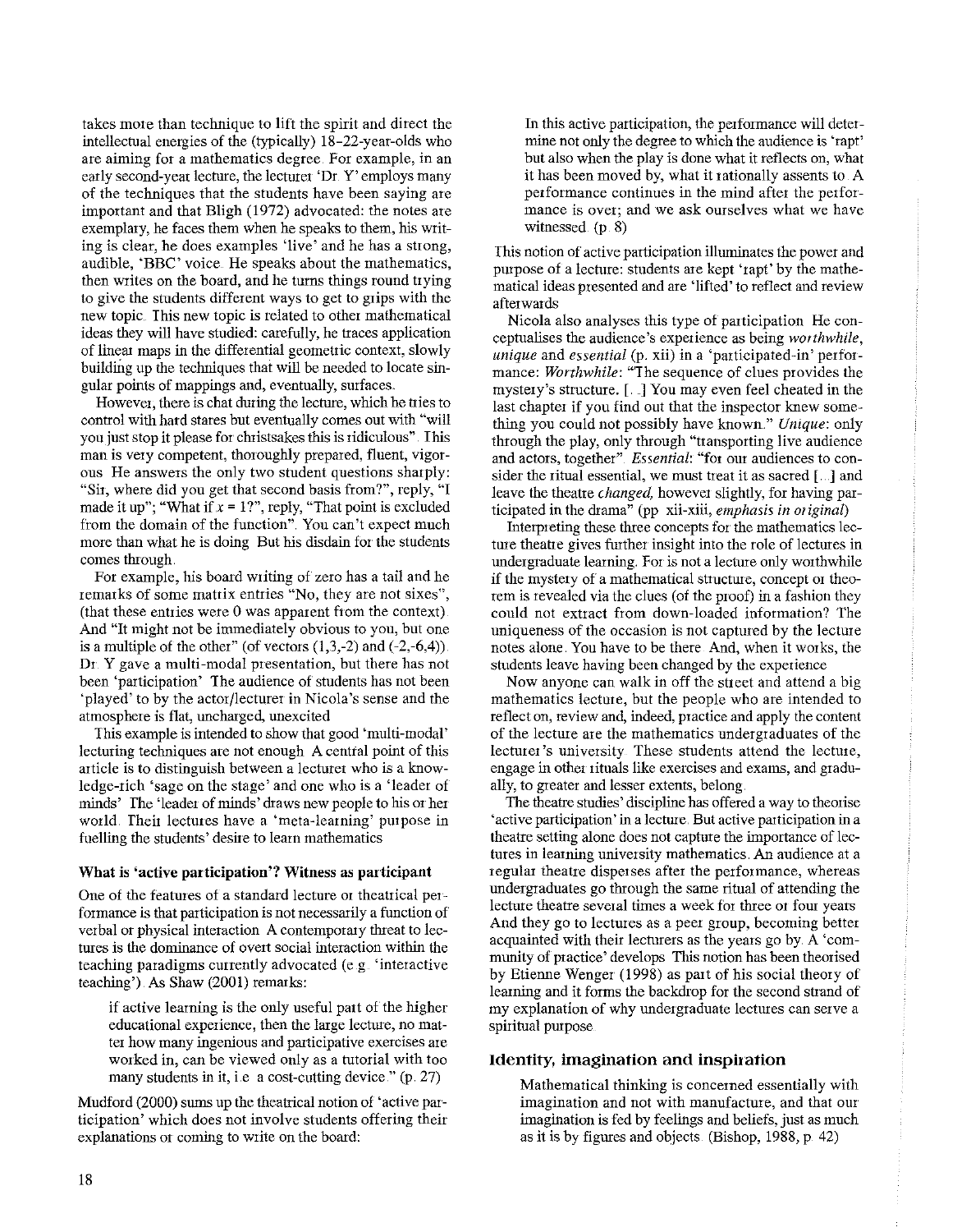takes more than technique to lift the spirit and direct the intellectual energies of the (typically) 18-22-year-olds who are aiming for a mathematics degree. For example, in an early second-year lecture, the lecturer 'Dr. Y' employs many of the techniques that the students have been saying are important and that Bligh (1972) advocated: the notes are exemplary, he faces them when he speaks to them, his writing is clear, he does examples 'live' and he has a strong, audible, 'BBC' voice. He speaks about the mathematics, then writes on the board, and he turns things round trying to give the students different ways to get to grips with the new topic. This new topic is related to other mathematical ideas they will have studied: carefully, he traces application of linear maps in the differential geometric context, slowly building up the techniques that will be needed to locate singular points of mappings and, eventually, surfaces.

However, there is chat during the lecture, which he tries to control with hard stares but eventually comes out with "will you just stop it please for christsakes this is ridiculous". This man is very competent, thoroughly prepared, fluent, vigorous. He answers the only two student questions sharply: "Sir, where did you get that second basis from?", reply, "I made it up"; "What if $x = 1$?", reply, "That point is excluded from the domain of the function". You can't expect much more than what he is doing. But his disdain for the students comes through.

For example, his board writing of zero has a tail and he remarks of some matrix entries "No, they are not sixes", (that these entries were 0 was apparent from the context). And "It might not be immediately obvious to you, but one is a multiple of the other" (of vectors $(1,3,-2)$ and $(-2,-6,4)$). Dr. Y gave a multi-modal presentation, but there has not been 'participation'. The audience of students has not been 'played' to by the actor/lecturer in Nicola's sense and the atmosphere is flat, uncharged, unexcited.

This example is intended to show that good 'multi-modal' lecturing techniques are not enough. A central point of this article is to distinguish between a lecturer who is a knowledge-rich 'sage on the stage' and one who is a 'leader of minds'. The 'leader of minds' draws new people to his or her world. Their lectures have a 'meta-learning' purpose in fuelling the students' desire to learn mathematics.

### What is 'active participation'? Witness as participant

One of the features of a standard lecture or theatrical performance is that participation is not necessarily a function of verbal or physical interaction. A contemporary threat to lectures is the dominance of overt social interaction within the teaching paradigms currently advocated (e.g. 'interactive teaching'). As Shaw (2001) remarks:

> if active learning is the only useful part of the higher educational experience, then the large lecture, no matter how many ingenious and participative exercises are worked in, can be viewed only as a tutorial with too many students in it, i.e. a cost-cutting device." (p. 27)

Mudford (2000) sums up the theatrical notion of 'active participation' which does not involve students offering their explanations or coming to write on the board:

> In this active participation, the performance will determine not only the degree to which the audience is 'rapt' but also when the play is done what it reflects on, what it has been moved by, what it rationally assents to. A performance continues in the mind after the performance is over; and we ask ourselves what we have witnessed. (p. 8)

This notion of active participation illuminates the power and purpose of a lecture: students are kept 'rapt' by the mathematical ideas presented and are 'lifted' to reflect and review afterwards.

Nicola also analyses this type of participation. He conceptualises the audience's experience as being *worthwhile*, *unique* and *essential* (p. xii) in a 'participated-in' performance: *Worthwhile*: "The sequence of clues provides the mystery's structure. [...] You may even feel cheated in the last chapter if you find out that the inspector knew something you could not possibly have known." *Unique*: only through the play, only through "transporting live audience and actors, together". *Essential*: "for our audiences to consider the ritual essential, we must treat it as sacred [...] and leave the theatre *changed*, however slightly, for having participated in the drama" (pp. xii-xiii, *emphasis in original*)

Interpreting these three concepts for the mathematics lecture theatre gives further insight into the role of lectures in undergraduate learning. For is not a lecture only worthwhile if the mystery of a mathematical structure, concept or theorem is revealed via the clues (of the proof) in a fashion they could not extract from down-loaded information? The uniqueness of the occasion is not captured by the lecture notes alone. You have to be there. And, when it works, the students leave having been changed by the experience.

Now anyone can walk in off the street and attend a big mathematics lecture, but the people who are intended to reflect on, review and, indeed, practice and apply the content of the lecture are the mathematics undergraduates of the lecturer's university. These students attend the lecture, engage in other rituals like exercises and exams, and gradually, to greater and lesser extents, belong.

The theatre studies' discipline has offered a way to theorise 'active participation' in a lecture. But active participation in a theatre setting alone does not capture the importance of lectures in learning university mathematics. An audience at a regular theatre disperses after the performance, whereas undergraduates go through the same ritual of attending the lecture theatre several times a week for three or four years. And they go to lectures as a peer group, becoming better acquainted with their lecturers as the years go by. A 'community of practice' develops. This notion has been theorised by Etienne Wenger (1998) as part of his social theory of learning and it forms the backdrop for the second strand of my explanation of why undergraduate lectures can serve a spiritual purpose.

## Identity, imagination and inspiration

> Mathematical thinking is concerned essentially with imagination and not with manufacture, and that our imagination is fed by feelings and beliefs, just as much as it is by figures and objects. (Bishop, 1988, p. 42)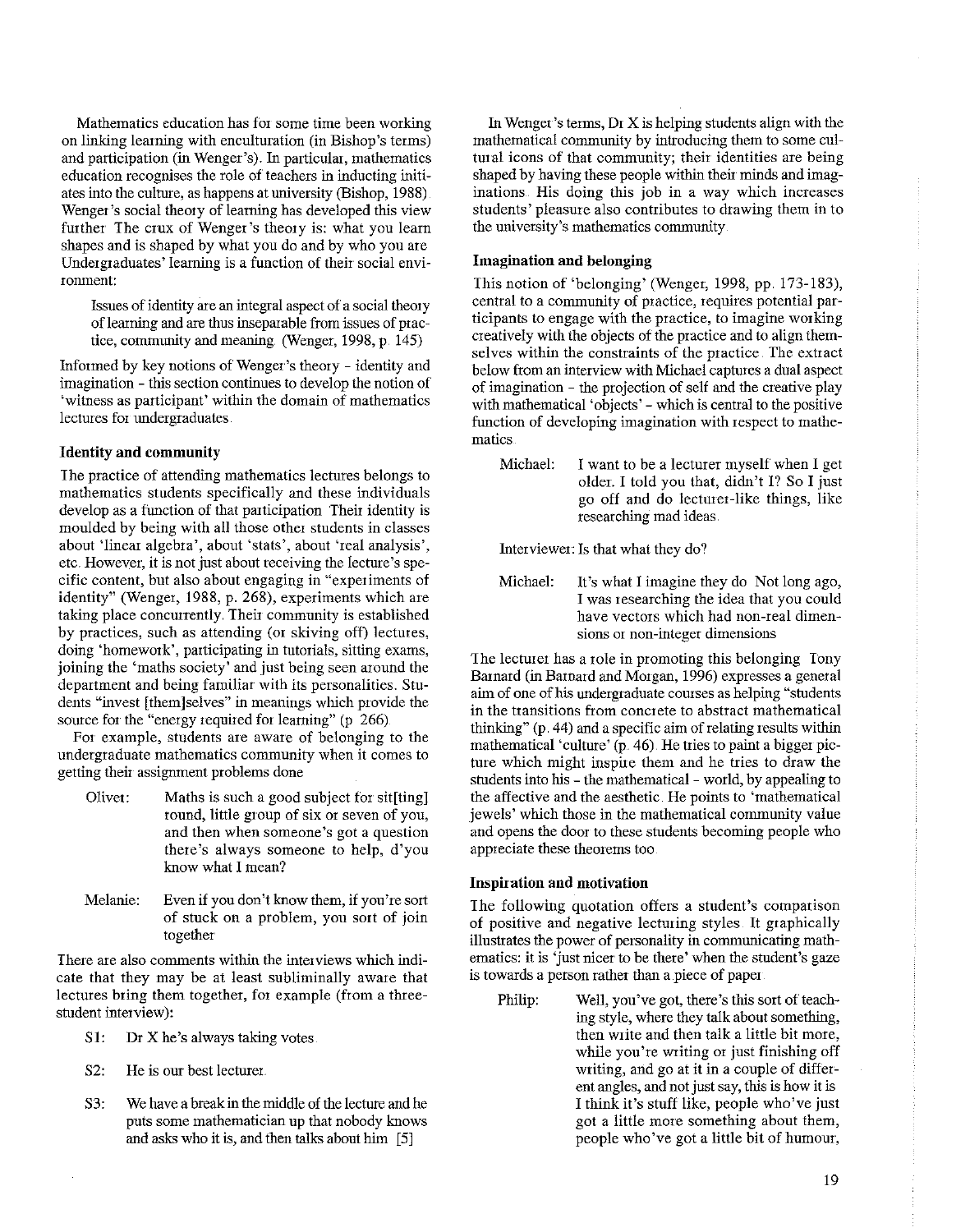Mathematics education has for some time been working on linking learning with enculturation (in Bishop's terms) and participation (in Wenger's). In particular, mathematics education recognises the role of teachers in inducting initiates into the culture, as happens at university (Bishop, 1988). Wenger's social theory of learning has developed this view further. The crux of Wenger's theory is: what you learn shapes and is shaped by what you do and by who you are. Undergraduates' learning is a function of their social environment:

> Issues of identity are an integral aspect of a social theory of learning and are thus inseparable from issues of practice, community and meaning. (Wenger, 1998, p. 145)

Informed by key notions of Wenger's theory – identity and imagination – this section continues to develop the notion of 'witness as participant' within the domain of mathematics lectures for undergraduates.

### Identity and community

The practice of attending mathematics lectures belongs to mathematics students specifically and these individuals develop as a function of that participation. Their identity is moulded by being with all those other students in classes about 'linear algebra', about 'stats', about 'real analysis', etc. However, it is not just about receiving the lecture's specific content, but also about engaging in "experiments of identity" (Wenger, 1988, p. 268), experiments which are taking place concurrently. Their community is established by practices, such as attending (or skiving off) lectures, doing 'homework', participating in tutorials, sitting exams, joining the 'maths society' and just being seen around the department and being familiar with its personalities. Students "invest [them]selves" in meanings which provide the source for the "energy required for learning" (p. 266).

For example, students are aware of belonging to the undergraduate mathematics community when it comes to getting their assignment problems done:

> Oliver: Maths is such a good subject for sit[ting] round, little group of six or seven of you, and then when someone's got a question there's always someone to help, d'you know what I mean?
>
> Melanie: Even if you don't know them, if you're sort of stuck on a problem, you sort of join together.

There are also comments within the interviews which indicate that they may be at least subliminally aware that lectures bring them together, for example (from a three-student interview):

> S1: Dr X he's always taking votes.
>
> S2: He is our best lecturer.
>
> S3: We have a break in the middle of the lecture and he puts some mathematician up that nobody knows and asks who it is, and then talks about him. [5]

In Wenger's terms, Dr X is helping students align with the mathematical community by introducing them to some cultural icons of that community; their identities are being shaped by having these people within their minds and imaginations. His doing this job in a way which increases students' pleasure also contributes to drawing them in to the university's mathematics community.

### Imagination and belonging

This notion of 'belonging' (Wenger, 1998, pp. 173-183), central to a community of practice, requires potential participants to engage with the practice, to imagine working creatively with the objects of the practice and to align themselves within the constraints of the practice. The extract below from an interview with Michael captures a dual aspect of imagination – the projection of self and the creative play with mathematical 'objects' – which is central to the positive function of developing imagination with respect to mathematics.

> Michael: I want to be a lecturer myself when I get older. I told you that, didn't I? So I just go off and do lecturer-like things, like researching mad ideas.
>
> Interviewer: Is that what they do?
>
> Michael: It's what I imagine they do. Not long ago, I was researching the idea that you could have vectors which had non-real dimensions or non-integer dimensions.

The lecturer has a role in promoting this belonging. Tony Barnard (in Barnard and Morgan, 1996) expresses a general aim of one of his undergraduate courses as helping "students in the transitions from concrete to abstract mathematical thinking" (p. 44) and a specific aim of relating results within mathematical 'culture' (p. 46). He tries to paint a bigger picture which might inspire them and he tries to draw the students into his – the mathematical – world, by appealing to the affective and the aesthetic. He points to 'mathematical jewels' which those in the mathematical community value and opens the door to these students becoming people who appreciate these theorems too.

### Inspiration and motivation

The following quotation offers a student's comparison of positive and negative lecturing styles. It graphically illustrates the power of personality in communicating mathematics: it is 'just nicer to be there' when the student's gaze is towards a person rather than a piece of paper.

> Philip: Well, you've got, there's this sort of teaching style, where they talk about something, then write and then talk a little bit more, while you're writing or just finishing off writing, and go at it in a couple of different angles, and not just say, this is how it is. I think it's stuff like, people who've just got a little more something about them, people who've got a little bit of humour,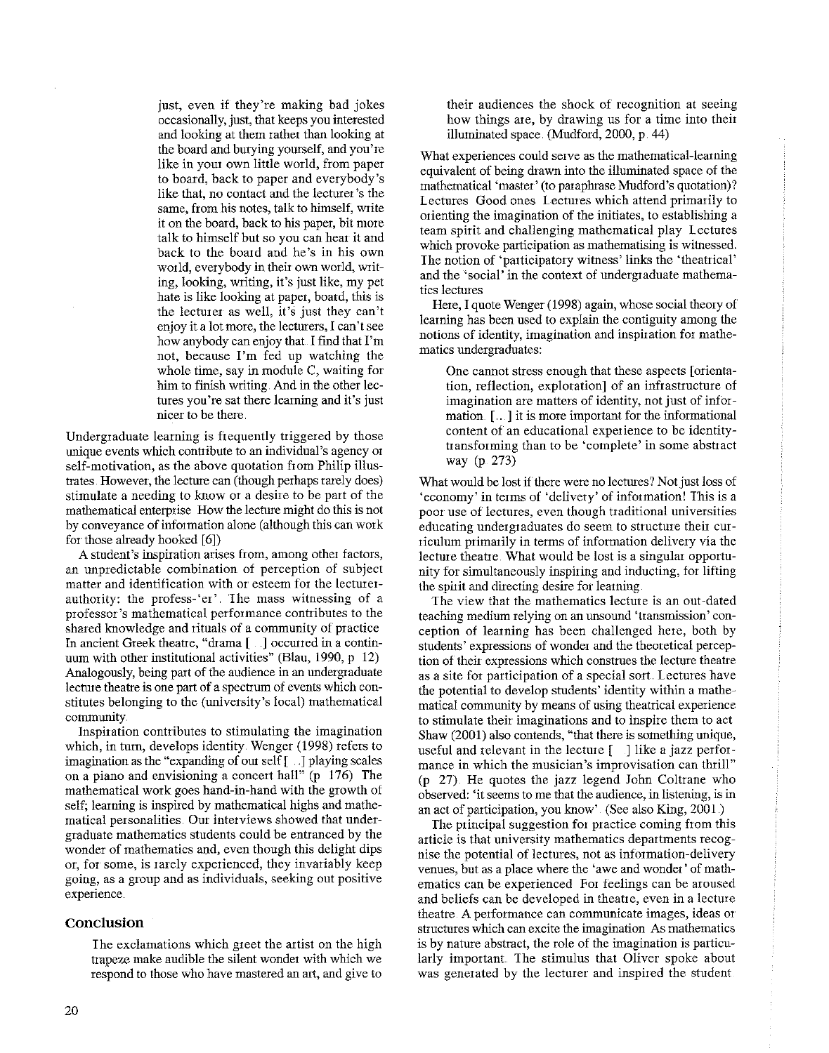> just, even if they're making bad jokes occasionally, just, that keeps you interested and looking at them rather than looking at the board and burying yourself, and you're like in your own little world, from paper to board, back to paper and everybody's like that, no contact and the lecturer's the same, from his notes, talk to himself, write it on the board, back to his paper, bit more talk to himself but so you can hear it and back to the board and he's in his own world, everybody in their own world, writing, looking, writing, it's just like, my pet hate is like looking at paper, board, this is the lecturer as well, it's just they can't enjoy it a lot more, the lecturers, I can't see how anybody can enjoy that. I find that I'm not, because I'm fed up watching the whole time, say in module C, waiting for him to finish writing. And in the other lectures you're sat there learning and it's just nicer to be there.

Undergraduate learning is frequently triggered by those unique events which contribute to an individual's agency or self-motivation, as the above quotation from Philip illustrates. However, the lecture can (though perhaps rarely does) stimulate a needing to know or a desire to be part of the mathematical enterprise. How the lecture might do this is not by conveyance of information alone (although this can work for those already hooked [6])

A student's inspiration arises from, among other factors, an unpredictable combination of perception of subject matter and identification with or esteem for the lecturer-authority: the profess-'er'. The mass witnessing of a professor's mathematical performance contributes to the shared knowledge and rituals of a community of practice. In ancient Greek theatre, "drama [...] occurred in a continuum with other institutional activities" (Blau, 1990, p. 12). Analogously, being part of the audience in an undergraduate lecture theatre is one part of a spectrum of events which constitutes belonging to the (university's local) mathematical community.

Inspiration contributes to stimulating the imagination which, in turn, develops identity. Wenger (1998) refers to imagination as the "expanding of our self [...] playing scales on a piano and envisioning a concert hall" (p. 176). The mathematical work goes hand-in-hand with the growth of self; learning is inspired by mathematical highs and mathematical personalities. Our interviews showed that undergraduate mathematics students could be entranced by the wonder of mathematics and, even though this delight dips or, for some, is rarely experienced, they invariably keep going, as a group and as individuals, seeking out positive experience.

## Conclusion

> The exclamations which greet the artist on the high trapeze make audible the silent wonder with which we respond to those who have mastered an art, and give to their audiences the shock of recognition at seeing how things are, by drawing us for a time into their illuminated space. (Mudford, 2000, p. 44)

What experiences could serve as the mathematical-learning equivalent of being drawn into the illuminated space of the mathematical 'master' (to paraphrase Mudford's quotation)? Lectures. Good ones. Lectures which attend primarily to orienting the imagination of the initiates, to establishing a team spirit and challenging mathematical play. Lectures which provoke participation as mathematising is witnessed. The notion of 'participatory witness' links the 'theatrical' and the 'social' in the context of undergraduate mathematics lectures.

Here, I quote Wenger (1998) again, whose social theory of learning has been used to explain the contiguity among the notions of identity, imagination and inspiration for mathematics undergraduates:

> One cannot stress enough that these aspects [orientation, reflection, exploration] of an infrastructure of imagination are matters of identity, not just of information. [...] it is more important for the informational content of an educational experience to be identity-transforming than to be 'complete' in some abstract way (p. 273)

What would be lost if there were no lectures? Not just loss of 'economy' in terms of 'delivery' of information! This is a poor use of lectures, even though traditional universities educating undergraduates do seem to structure their curriculum primarily in terms of information delivery via the lecture theatre. What would be lost is a singular opportunity for simultaneously inspiring and inducting, for lifting the spirit and directing desire for learning.

The view that the mathematics lecture is an out-dated teaching medium relying on an unsound 'transmission' conception of learning has been challenged here, both by students' expressions of wonder and the theoretical perception of their expressions which construes the lecture theatre as a site for participation of a special sort. Lectures have the potential to develop students' identity within a mathematical community by means of using theatrical experience to stimulate their imaginations and to inspire them to act. Shaw (2001) also contends, "that there is something unique, useful and relevant in the lecture [...] like a jazz performance in which the musician's improvisation can thrill" (p. 27). He quotes the jazz legend John Coltrane who observed: 'it seems to me that the audience, in listening, is in an act of participation, you know'. (See also King, 2001.)

The principal suggestion for practice coming from this article is that university mathematics departments recognise the potential of lectures, not as information-delivery venues, but as a place where the 'awe and wonder' of mathematics can be experienced. For feelings can be aroused and beliefs can be developed in theatre, even in a lecture theatre. A performance can communicate images, ideas or structures which can excite the imagination. As mathematics is by nature abstract, the role of the imagination is particularly important. The stimulus that Oliver spoke about was generated by the lecturer and inspired the student.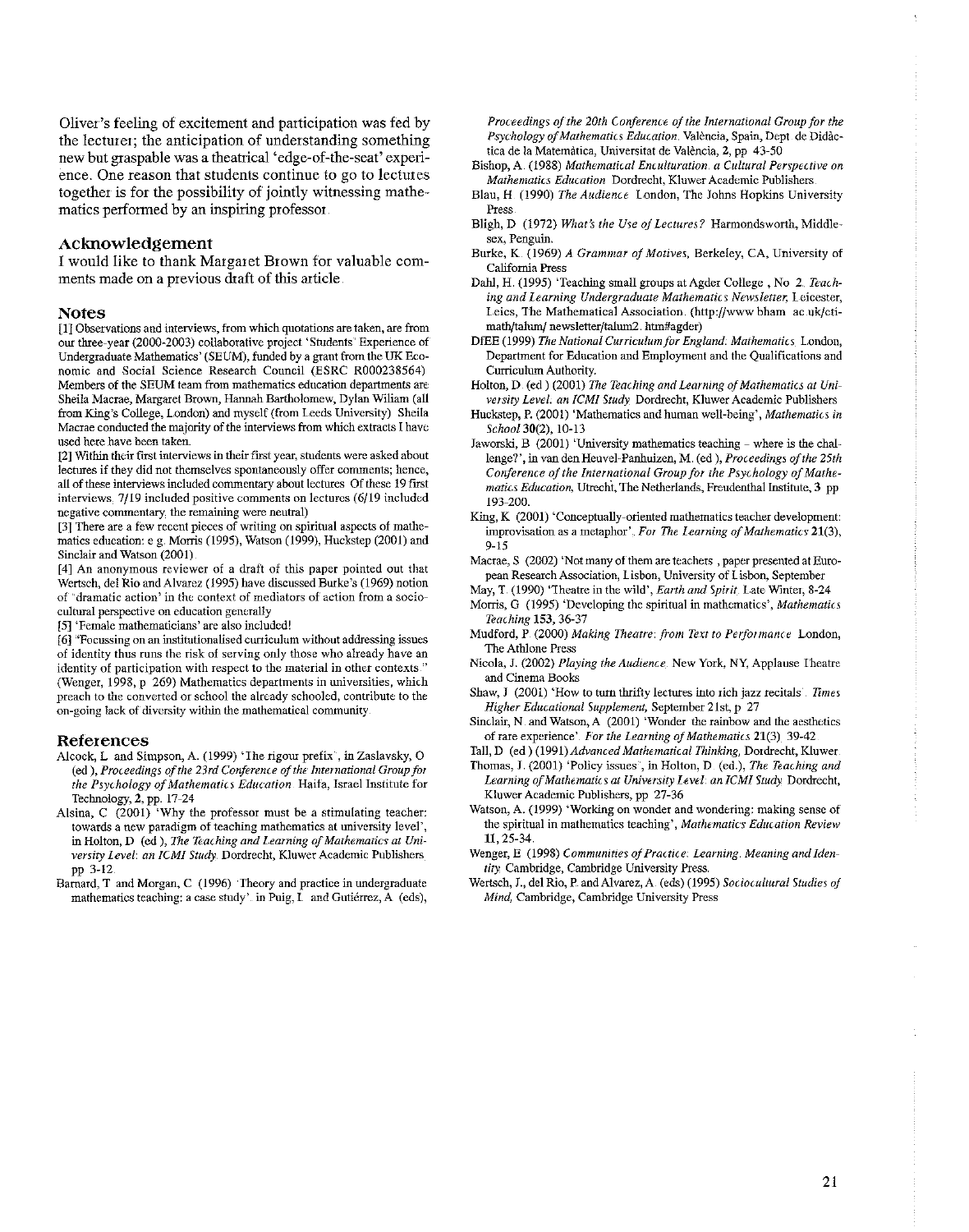Oliver's feeling of excitement and participation was fed by the lecturer; the anticipation of understanding something new but graspable was a theatrical 'edge-of-the-seat' experience. One reason that students continue to go to lectures together is for the possibility of jointly witnessing mathematics performed by an inspiring professor.

## Acknowledgement

I would like to thank Margaret Brown for valuable comments made on a previous draft of this article.

## Notes

[1] Observations and interviews, from which quotations are taken, are from our three-year (2000-2003) collaborative project 'Students' Experience of Undergraduate Mathematics' (SEUM), funded by a grant from the UK Economic and Social Science Research Council (ESRC R000238564). Members of the SEUM team from mathematics education departments are Sheila Macrae, Margaret Brown, Hannah Bartholomew, Dylan Wiliam (all from King's College, London) and myself (from Leeds University). Sheila Macrae conducted the majority of the interviews from which extracts I have used here have been taken.

[2] Within their first interviews in their first year, students were asked about lectures if they did not themselves spontaneously offer comments; hence, all of these interviews included commentary about lectures. Of these 19 first interviews, 7/19 included positive comments on lectures (6/19 included negative commentary, the remaining were neutral).

[3] There are a few recent pieces of writing on spiritual aspects of mathematics education: e.g. Morris (1995), Watson (1999), Huckstep (2001) and Sinclair and Watson (2001).

[4] An anonymous reviewer of a draft of this paper pointed out that Wertsch, del Rio and Alvarez (1995) have discussed Burke's (1969) notion of "dramatic action" in the context of mediators of action from a sociocultural perspective on education generally.

[5] 'Female mathematicians' are also included!

[6] "Focussing on an institutionalised curriculum without addressing issues of identity thus runs the risk of serving only those who already have an identity of participation with respect to the material in other contexts." (Wenger, 1998, p. 269) Mathematics departments in universities, which preach to the converted or school the already schooled, contribute to the on-going lack of diversity within the mathematical community.

## References

Alcock, L. and Simpson, A. (1999) 'The rigour prefix', in Zaslavsky, O. (ed.), *Proceedings of the 23rd Conference of the International Group for the Psychology of Mathematics Education*. Haifa, Israel Institute for Technology, **2**, pp. 17-24.

Alsina, C. (2001) 'Why the professor must be a stimulating teacher: towards a new paradigm of teaching mathematics at university level', in Holton, D. (ed.), *The Teaching and Learning of Mathematics at University Level: an ICMI Study*. Dordrecht, Kluwer Academic Publishers, pp. 3-12.

Barnard, T. and Morgan, C. (1996) 'Theory and practice in undergraduate mathematics teaching: a case study', in Puig, L. and Gutiérrez, A. (eds), *Proceedings of the 20th Conference of the International Group for the Psychology of Mathematics Education*. València, Spain, Dept. de Didàctica de la Matemàtica, Universitat de València, **2**, pp. 43-50.

Bishop, A. (1988) *Mathematical Enculturation: a Cultural Perspective on Mathematics Education*. Dordrecht, Kluwer Academic Publishers.

Blau, H. (1990) *The Audience*. London, The Johns Hopkins University Press.

Bligh, D. (1972) *What's the Use of Lectures?* Harmondsworth, Middlesex, Penguin.

Burke, K. (1969) *A Grammar of Motives*, Berkeley, CA, University of California Press.

Dahl, H. (1995) 'Teaching small groups at Agder College', No. 2. *Teaching and Learning Undergraduate Mathematics Newsletter*, Leicester, Leics, The Mathematical Association. (http://www.bham.ac.uk/cti-math/talum/newsletter/talum2.htm#agder)

DfEE (1999) *The National Curriculum for England: Mathematics*. London, Department for Education and Employment and the Qualifications and Curriculum Authority.

Holton, D. (ed.) (2001) *The Teaching and Learning of Mathematics at University Level: an ICMI Study*. Dordrecht, Kluwer Academic Publishers.

Huckstep, P. (2001) 'Mathematics and human well-being', *Mathematics in School* **30**(2), 10-13.

Jaworski, B. (2001) 'University mathematics teaching – where is the challenge?', in van den Heuvel-Panhuizen, M. (ed.), *Proceedings of the 25th Conference of the International Group for the Psychology of Mathematics Education*, Utrecht, The Netherlands, Freudenthal Institute, **3**, pp. 193-200.

King, K. (2001) 'Conceptually-oriented mathematics teacher development: improvisation as a metaphor', *For The Learning of Mathematics* **21**(3), 9-15.

Macrae, S. (2002) 'Not many of them are teachers', paper presented at European Research Association, Lisbon, University of Lisbon, September.

May, T. (1990) 'Theatre in the wild', *Earth and Spirit*, Late Winter, 8-24.

Morris, G. (1995) 'Developing the spiritual in mathematics', *Mathematics Teaching* **153**, 36-37.

Mudford, P. (2000) *Making Theatre: from Text to Performance*. London, The Athlone Press.

Nicola, J. (2002) *Playing the Audience*. New York, NY, Applause Theatre and Cinema Books.

Shaw, J. (2001) 'How to turn thrifty lectures into rich jazz recitals', *Times Higher Educational Supplement*, September 21st, p. 27.

Sinclair, N. and Watson, A. (2001) 'Wonder the rainbow and the aesthetics of rare experience', *For the Learning of Mathematics* **21**(3), 39-42.

Tall, D. (ed.) (1991) *Advanced Mathematical Thinking*, Dordrecht, Kluwer.

Thomas, J. (2001) 'Policy issues', in Holton, D. (ed.), *The Teaching and Learning of Mathematics at University Level: an ICMI Study*. Dordrecht, Kluwer Academic Publishers, pp. 27-36.

Watson, A. (1999) 'Working on wonder and wondering: making sense of the spiritual in mathematics teaching', *Mathematics Education Review* **11**, 25-34.

Wenger, E. (1998) *Communities of Practice: Learning, Meaning and Identity*. Cambridge, Cambridge University Press.

Wertsch, J., del Rio, P. and Alvarez, A. (eds) (1995) *Sociocultural Studies of Mind*, Cambridge, Cambridge University Press.